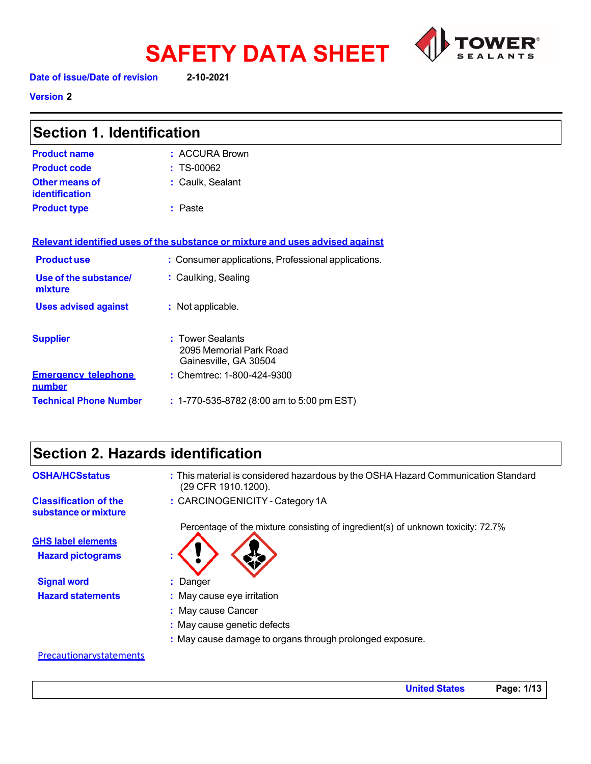# SAFETY DATA SHEET

**Date of issue/Date of revision** 2-10-2021

**Version** 2

## Section 1. Identification

| | |
|---|---|
| **Product name** | : ACCURA Brown |
| **Product code** | : TS-00062 |
| **Other means of identification** | : Caulk, Sealant |
| **Product type** | : Paste |

**Relevant identified uses of the substance or mixture and uses advised against**

| | |
|---|---|
| **Product use** | : Consumer applications, Professional applications. |
| **Use of the substance/ mixture** | : Caulking, Sealing |
| **Uses advised against** | : Not applicable. |

| | |
|---|---|
| **Supplier** | : Tower Sealants<br>2095 Memorial Park Road<br>Gainesville, GA 30504 |
| **Emergency telephone number** | : Chemtrec: 1-800-424-9300 |
| **Technical Phone Number** | : 1-770-535-8782 (8:00 am to 5:00 pm EST) |

## Section 2. Hazards identification

| | |
|---|---|
| **OSHA/HCSstatus** | : This material is considered hazardous by the OSHA Hazard Communication Standard (29 CFR 1910.1200). |
| **Classification of the substance or mixture** | : CARCINOGENICITY - Category 1A |

Percentage of the mixture consisting of ingredient(s) of unknown toxicity: 72.7%

**GHS label elements**

| | |
|---|---|
| **Hazard pictograms** | : |
| **Signal word** | : Danger |
| **Hazard statements** | : May cause eye irritation<br>: May cause Cancer<br>: May cause genetic defects<br>: May cause damage to organs through prolonged exposure. |

Precautionarystatements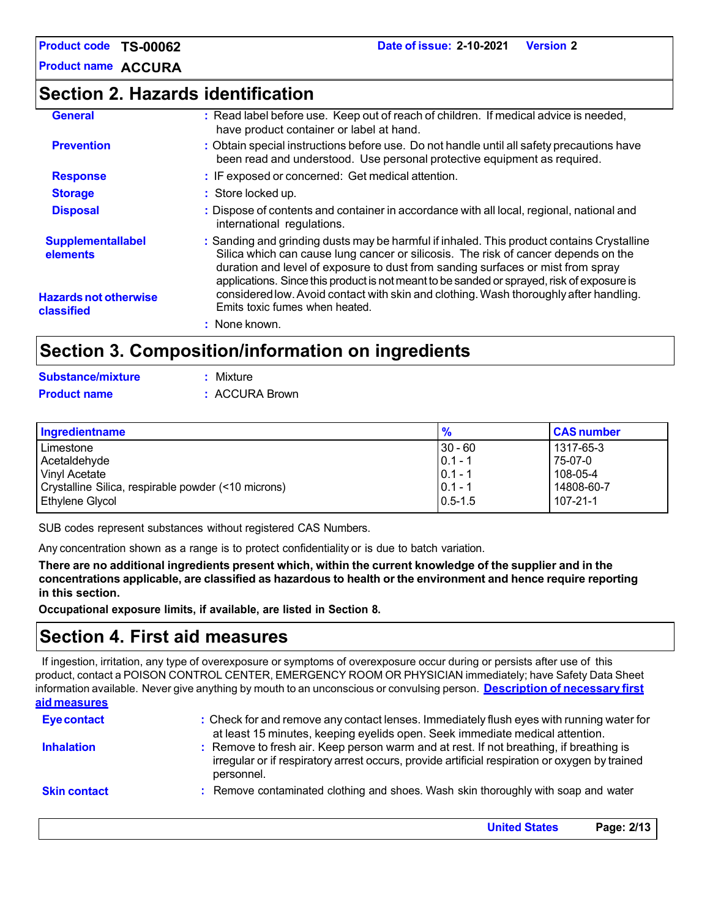Product code **TS-00062** Date of issue: **2-10-2021** Version **2**

Product name **ACCURA**

## Section 2. Hazards identification

**General** : Read label before use. Keep out of reach of children. If medical advice is needed, have product container or label at hand.

**Prevention** : Obtain special instructions before use. Do not handle until all safety precautions have been read and understood. Use personal protective equipment as required.

**Response** : IF exposed or concerned: Get medical attention.

**Storage** : Store locked up.

**Disposal** : Dispose of contents and container in accordance with all local, regional, national and international regulations.

**Supplementallabel elements** : Sanding and grinding dusts may be harmful if inhaled. This product contains Crystalline Silica which can cause lung cancer or silicosis. The risk of cancer depends on the duration and level of exposure to dust from sanding surfaces or mist from spray applications. Since this product is not meant to be sanded or sprayed, risk of exposure is considered low. Avoid contact with skin and clothing. Wash thoroughly after handling. Emits toxic fumes when heated.

**Hazards not otherwise classified** : None known.

## Section 3. Composition/information on ingredients

**Substance/mixture** : Mixture

**Product name** : ACCURA Brown

| Ingredientname | % | CAS number |
|---|---|---|
| Limestone | 30 - 60 | 1317-65-3 |
| Acetaldehyde | 0.1 - 1 | 75-07-0 |
| Vinyl Acetate | 0.1 - 1 | 108-05-4 |
| Crystalline Silica, respirable powder (<10 microns) | 0.1 - 1 | 14808-60-7 |
| Ethylene Glycol | 0.5-1.5 | 107-21-1 |

SUB codes represent substances without registered CAS Numbers.

Any concentration shown as a range is to protect confidentiality or is due to batch variation.

**There are no additional ingredients present which, within the current knowledge of the supplier and in the concentrations applicable, are classified as hazardous to health or the environment and hence require reporting in this section.**

**Occupational exposure limits, if available, are listed in Section 8.**

## Section 4. First aid measures

If ingestion, irritation, any type of overexposure or symptoms of overexposure occur during or persists after use of this product, contact a POISON CONTROL CENTER, EMERGENCY ROOM OR PHYSICIAN immediately; have Safety Data Sheet information available. Never give anything by mouth to an unconscious or convulsing person. **Description of necessary first aid measures**

**Eye contact** : Check for and remove any contact lenses. Immediately flush eyes with running water for at least 15 minutes, keeping eyelids open. Seek immediate medical attention.

**Inhalation** : Remove to fresh air. Keep person warm and at rest. If not breathing, if breathing is irregular or if respiratory arrest occurs, provide artificial respiration or oxygen by trained personnel.

**Skin contact** : Remove contaminated clothing and shoes. Wash skin thoroughly with soap and water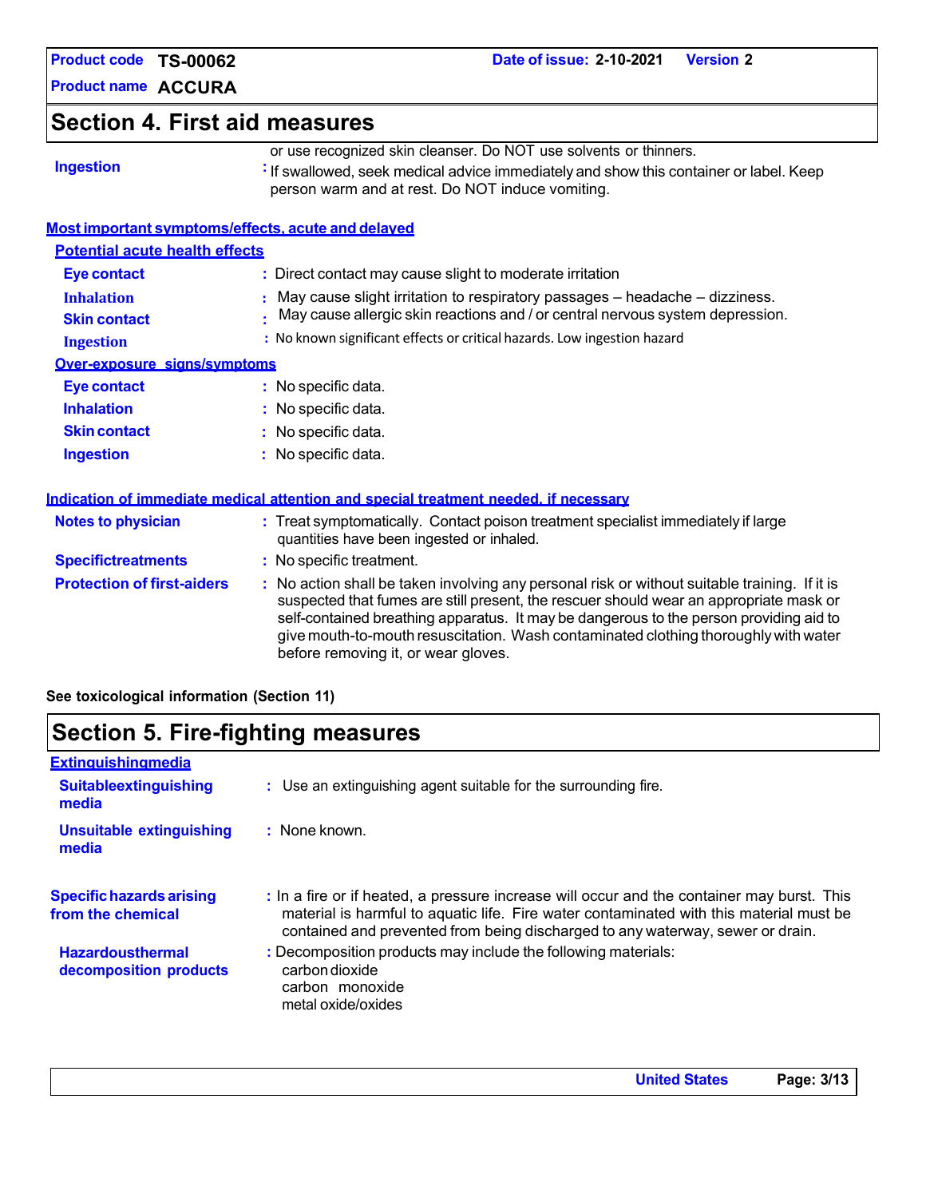## Section 4. First aid measures

or use recognized skin cleanser. Do NOT use solvents or thinners.

**Ingestion** : If swallowed, seek medical advice immediately and show this container or label. Keep person warm and at rest. Do NOT induce vomiting.

### Most important symptoms/effects, acute and delayed

#### Potential acute health effects

**Eye contact** : Direct contact may cause slight to moderate irritation

**Inhalation** : May cause slight irritation to respiratory passages – headache – dizziness.

**Skin contact** : May cause allergic skin reactions and / or central nervous system depression.

**Ingestion** : No known significant effects or critical hazards. Low ingestion hazard

#### Over-exposure signs/symptoms

**Eye contact** : No specific data.

**Inhalation** : No specific data.

**Skin contact** : No specific data.

**Ingestion** : No specific data.

### Indication of immediate medical attention and special treatment needed, if necessary

**Notes to physician** : Treat symptomatically. Contact poison treatment specialist immediately if large quantities have been ingested or inhaled.

**Specifictreatments** : No specific treatment.

**Protection of first-aiders** : No action shall be taken involving any personal risk or without suitable training. If it is suspected that fumes are still present, the rescuer should wear an appropriate mask or self-contained breathing apparatus. It may be dangerous to the person providing aid to give mouth-to-mouth resuscitation. Wash contaminated clothing thoroughly with water before removing it, or wear gloves.

**See toxicological information (Section 11)**

## Section 5. Fire-fighting measures

### Extinguishingmedia

**Suitableextinguishing media** : Use an extinguishing agent suitable for the surrounding fire.

**Unsuitable extinguishing media** : None known.

**Specific hazards arising from the chemical** : In a fire or if heated, a pressure increase will occur and the container may burst. This material is harmful to aquatic life. Fire water contaminated with this material must be contained and prevented from being discharged to any waterway, sewer or drain.

**Hazardousthermal decomposition products** : Decomposition products may include the following materials:
carbon dioxide
carbon monoxide
metal oxide/oxides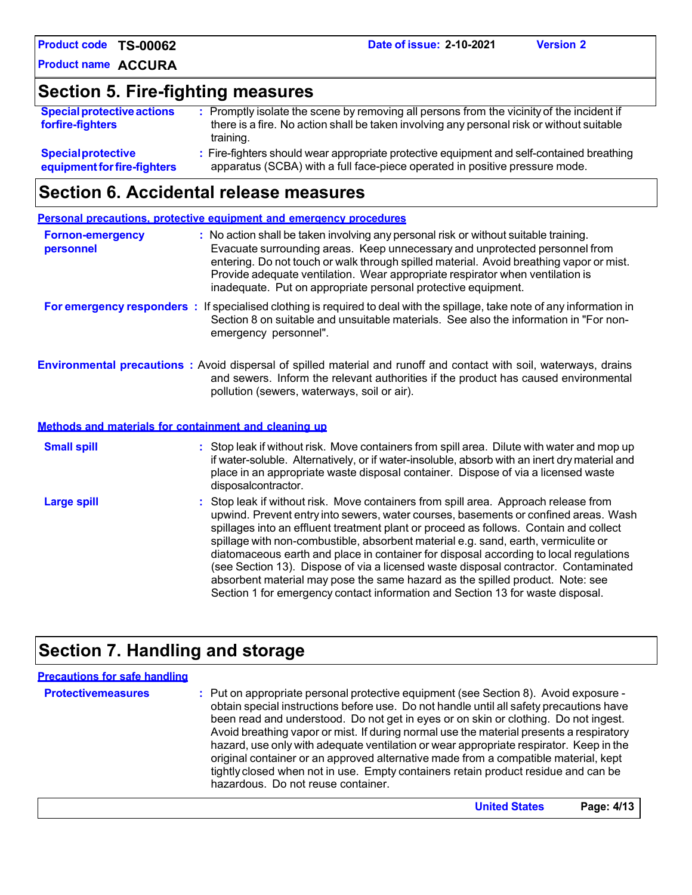## Section 5. Fire-fighting measures

**Special protective actions forfire-fighters** : Promptly isolate the scene by removing all persons from the vicinity of the incident if there is a fire. No action shall be taken involving any personal risk or without suitable training.

**Specialprotective equipmentforfire-fighters** : Fire-fighters should wear appropriate protective equipment and self-contained breathing apparatus (SCBA) with a full face-piece operated in positive pressure mode.

## Section 6. Accidental release measures

### Personal precautions, protective equipment and emergency procedures

**Fornon-emergency personnel** : No action shall be taken involving any personal risk or without suitable training. Evacuate surrounding areas. Keep unnecessary and unprotected personnel from entering. Do not touch or walk through spilled material. Avoid breathing vapor or mist. Provide adequate ventilation. Wear appropriate respirator when ventilation is inadequate. Put on appropriate personal protective equipment.

**For emergency responders** : If specialised clothing is required to deal with the spillage, take note of any information in Section 8 on suitable and unsuitable materials. See also the information in "For non-emergency personnel".

**Environmental precautions** : Avoid dispersal of spilled material and runoff and contact with soil, waterways, drains and sewers. Inform the relevant authorities if the product has caused environmental pollution (sewers, waterways, soil or air).

### Methods and materials for containment and cleaning up

**Small spill** : Stop leak if without risk. Move containers from spill area. Dilute with water and mop up if water-soluble. Alternatively, or if water-insoluble, absorb with an inert dry material and place in an appropriate waste disposal container. Dispose of via a licensed waste disposalcontractor.

**Large spill** : Stop leak if without risk. Move containers from spill area. Approach release from upwind. Prevent entry into sewers, water courses, basements or confined areas. Wash spillages into an effluent treatment plant or proceed as follows. Contain and collect spillage with non-combustible, absorbent material e.g. sand, earth, vermiculite or diatomaceous earth and place in container for disposal according to local regulations (see Section 13). Dispose of via a licensed waste disposal contractor. Contaminated absorbent material may pose the same hazard as the spilled product. Note: see Section 1 for emergency contact information and Section 13 for waste disposal.

## Section 7. Handling and storage

### Precautions for safe handling

**Protectivemeasures** : Put on appropriate personal protective equipment (see Section 8). Avoid exposure - obtain special instructions before use. Do not handle until all safety precautions have been read and understood. Do not get in eyes or on skin or clothing. Do not ingest. Avoid breathing vapor or mist. If during normal use the material presents a respiratory hazard, use only with adequate ventilation or wear appropriate respirator. Keep in the original container or an approved alternative made from a compatible material, kept tightly closed when not in use. Empty containers retain product residue and can be hazardous. Do not reuse container.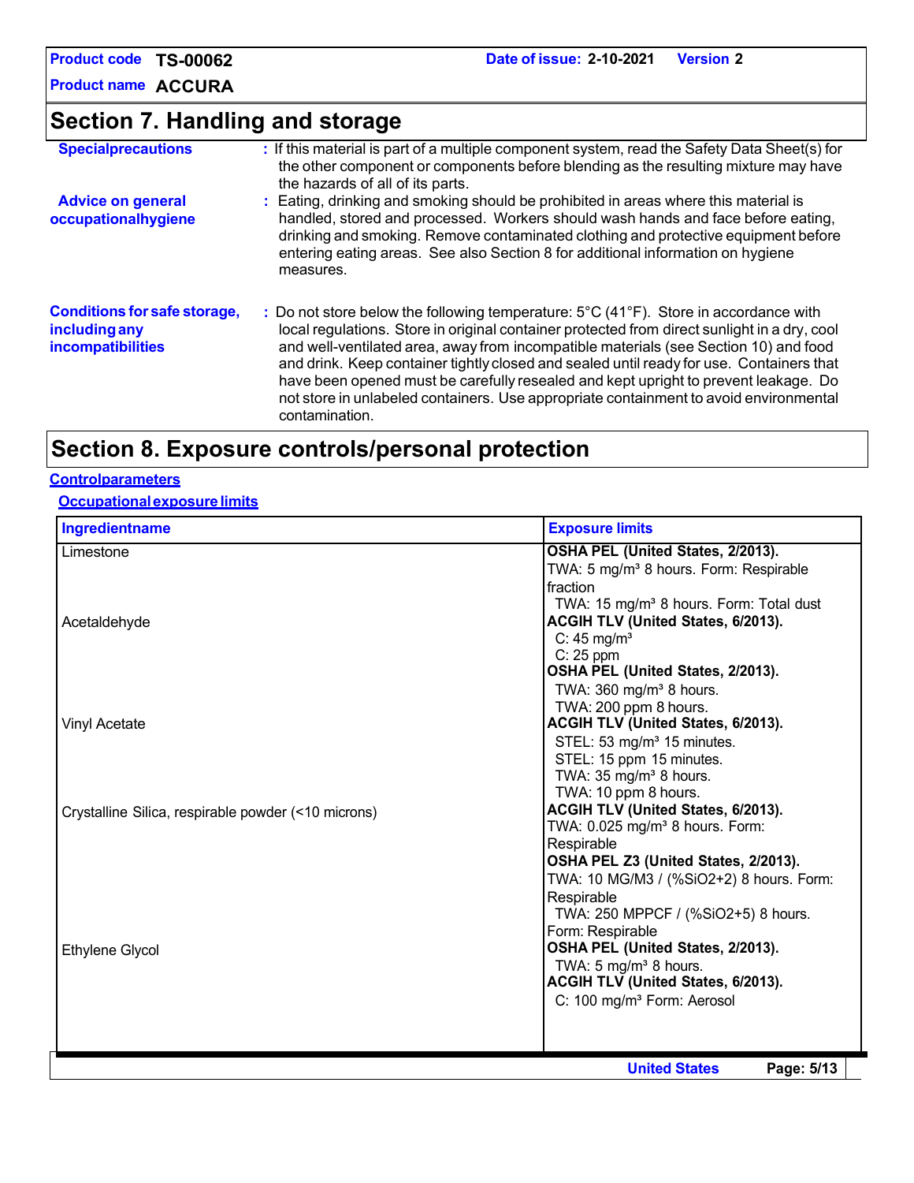## Section 7. Handling and storage

**Specialprecautions** : If this material is part of a multiple component system, read the Safety Data Sheet(s) for the other component or components before blending as the resulting mixture may have the hazards of all of its parts.

**Advice on general occupationalhygiene** : Eating, drinking and smoking should be prohibited in areas where this material is handled, stored and processed. Workers should wash hands and face before eating, drinking and smoking. Remove contaminated clothing and protective equipment before entering eating areas. See also Section 8 for additional information on hygiene measures.

**Conditions for safe storage, including any incompatibilities** : Do not store below the following temperature: 5°C (41°F). Store in accordance with local regulations. Store in original container protected from direct sunlight in a dry, cool and well-ventilated area, away from incompatible materials (see Section 10) and food and drink. Keep container tightly closed and sealed until ready for use. Containers that have been opened must be carefully resealed and kept upright to prevent leakage. Do not store in unlabeled containers. Use appropriate containment to avoid environmental contamination.

## Section 8. Exposure controls/personal protection

**Controlparameters**

**Occupationalexposure limits**

| Ingredientname | Exposure limits |
| --- | --- |
| Limestone | **OSHA PEL (United States, 2/2013).**<br>TWA: 5 mg/m³ 8 hours. Form: Respirable fraction<br>TWA: 15 mg/m³ 8 hours. Form: Total dust |
| Acetaldehyde | **ACGIH TLV (United States, 6/2013).**<br>C: 45 mg/m³<br>C: 25 ppm<br>**OSHA PEL (United States, 2/2013).**<br>TWA: 360 mg/m³ 8 hours.<br>TWA: 200 ppm 8 hours. |
| Vinyl Acetate | **ACGIH TLV (United States, 6/2013).**<br>STEL: 53 mg/m³ 15 minutes.<br>STEL: 15 ppm 15 minutes.<br>TWA: 35 mg/m³ 8 hours.<br>TWA: 10 ppm 8 hours. |
| Crystalline Silica, respirable powder (<10 microns) | **ACGIH TLV (United States, 6/2013).**<br>TWA: 0.025 mg/m³ 8 hours. Form: Respirable<br>**OSHA PEL Z3 (United States, 2/2013).**<br>TWA: 10 MG/M3 / (%SiO2+2) 8 hours. Form: Respirable<br>TWA: 250 MPPCF / (%SiO2+5) 8 hours. Form: Respirable |
| Ethylene Glycol | **OSHA PEL (United States, 2/2013).**<br>TWA: 5 mg/m³ 8 hours.<br>**ACGIH TLV (United States, 6/2013).**<br>C: 100 mg/m³ Form: Aerosol |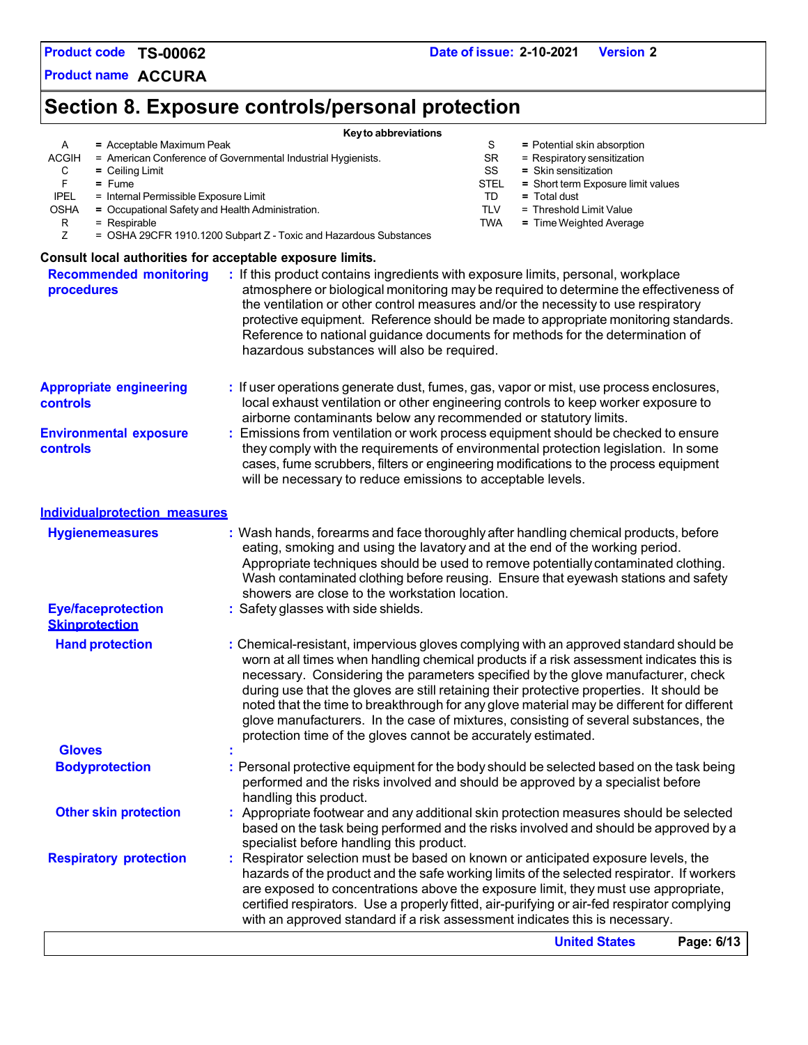Product code **TS-00062** Date of issue: **2-10-2021** Version **2**

Product name **ACCURA**

# Section 8. Exposure controls/personal protection

**Key to abbreviations**

| | | | |
|---|---|---|---|
| A | = Acceptable Maximum Peak | S | = Potential skin absorption |
| ACGIH | = American Conference of Governmental Industrial Hygienists. | SR | = Respiratory sensitization |
| C | = Ceiling Limit | SS | = Skin sensitization |
| F | = Fume | STEL | = Short term Exposure limit values |
| IPEL | = Internal Permissible Exposure Limit | TD | = Total dust |
| OSHA | = Occupational Safety and Health Administration. | TLV | = Threshold Limit Value |
| R | = Respirable | TWA | = Time Weighted Average |
| Z | = OSHA 29CFR 1910.1200 Subpart Z - Toxic and Hazardous Substances | | |

**Consult local authorities for acceptable exposure limits.**

**Recommended monitoring procedures** : If this product contains ingredients with exposure limits, personal, workplace atmosphere or biological monitoring may be required to determine the effectiveness of the ventilation or other control measures and/or the necessity to use respiratory protective equipment. Reference should be made to appropriate monitoring standards. Reference to national guidance documents for methods for the determination of hazardous substances will also be required.

**Appropriate engineering controls** : If user operations generate dust, fumes, gas, vapor or mist, use process enclosures, local exhaust ventilation or other engineering controls to keep worker exposure to airborne contaminants below any recommended or statutory limits.

**Environmental exposure controls** : Emissions from ventilation or work process equipment should be checked to ensure they comply with the requirements of environmental protection legislation. In some cases, fume scrubbers, filters or engineering modifications to the process equipment will be necessary to reduce emissions to acceptable levels.

**Individualprotection measures**

**Hygienemeasures** : Wash hands, forearms and face thoroughly after handling chemical products, before eating, smoking and using the lavatory and at the end of the working period. Appropriate techniques should be used to remove potentially contaminated clothing. Wash contaminated clothing before reusing. Ensure that eyewash stations and safety showers are close to the workstation location.

**Eye/faceprotection** : Safety glasses with side shields.

**Skinprotection**

**Hand protection** : Chemical-resistant, impervious gloves complying with an approved standard should be worn at all times when handling chemical products if a risk assessment indicates this is necessary. Considering the parameters specified by the glove manufacturer, check during use that the gloves are still retaining their protective properties. It should be noted that the time to breakthrough for any glove material may be different for different glove manufacturers. In the case of mixtures, consisting of several substances, the protection time of the gloves cannot be accurately estimated.

**Gloves** :

**Bodyprotection** : Personal protective equipment for the body should be selected based on the task being performed and the risks involved and should be approved by a specialist before handling this product.

**Other skin protection** : Appropriate footwear and any additional skin protection measures should be selected based on the task being performed and the risks involved and should be approved by a specialist before handling this product.

**Respiratory protection** : Respirator selection must be based on known or anticipated exposure levels, the hazards of the product and the safe working limits of the selected respirator. If workers are exposed to concentrations above the exposure limit, they must use appropriate, certified respirators. Use a properly fitted, air-purifying or air-fed respirator complying with an approved standard if a risk assessment indicates this is necessary.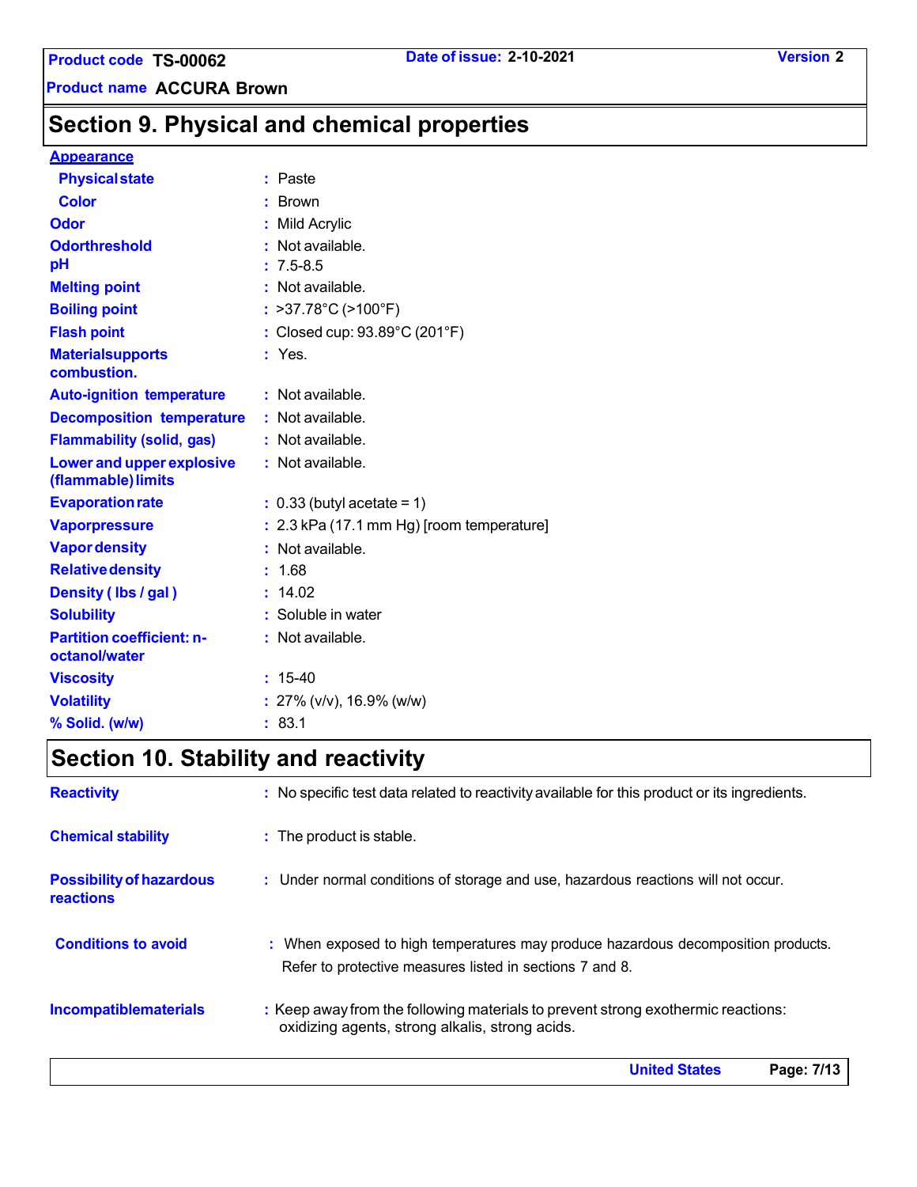## Section 9. Physical and chemical properties

**Appearance**

| | |
|---|---|
| **Physical state** | : Paste |
| **Color** | : Brown |
| **Odor** | : Mild Acrylic |
| **Odorthreshold** | : Not available. |
| **pH** | : 7.5-8.5 |
| **Melting point** | : Not available. |
| **Boiling point** | : >37.78°C (>100°F) |
| **Flash point** | : Closed cup: 93.89°C (201°F) |
| **Materialsupports combustion.** | : Yes. |
| **Auto-ignition temperature** | : Not available. |
| **Decomposition temperature** | : Not available. |
| **Flammability (solid, gas)** | : Not available. |
| **Lower and upper explosive (flammable) limits** | : Not available. |
| **Evaporation rate** | : 0.33 (butyl acetate = 1) |
| **Vaporpressure** | : 2.3 kPa (17.1 mm Hg) [room temperature] |
| **Vapor density** | : Not available. |
| **Relative density** | : 1.68 |
| **Density ( lbs / gal )** | : 14.02 |
| **Solubility** | : Soluble in water |
| **Partition coefficient: n-octanol/water** | : Not available. |
| **Viscosity** | : 15-40 |
| **Volatility** | : 27% (v/v), 16.9% (w/w) |
| **% Solid. (w/w)** | : 83.1 |

## Section 10. Stability and reactivity

| | |
|---|---|
| **Reactivity** | : No specific test data related to reactivity available for this product or its ingredients. |
| **Chemical stability** | : The product is stable. |
| **Possibility of hazardous reactions** | : Under normal conditions of storage and use, hazardous reactions will not occur. |
| **Conditions to avoid** | : When exposed to high temperatures may produce hazardous decomposition products. Refer to protective measures listed in sections 7 and 8. |
| **Incompatiblematerials** | : Keep away from the following materials to prevent strong exothermic reactions: oxidizing agents, strong alkalis, strong acids. |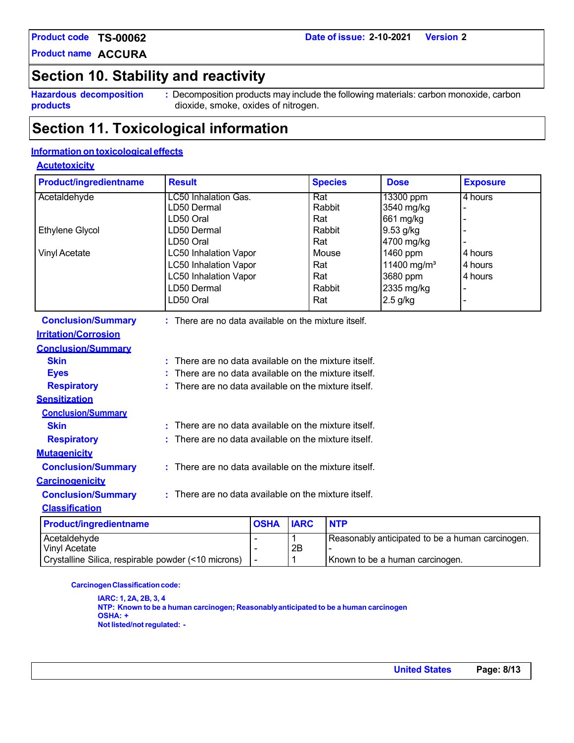# Section 10. Stability and reactivity

**Hazardous decomposition products** : Decomposition products may include the following materials: carbon monoxide, carbon dioxide, smoke, oxides of nitrogen.

# Section 11. Toxicological information

## Information on toxicological effects

### Acute toxicity

| Product/ingredient name | Result | Species | Dose | Exposure |
|---|---|---|---|---|
| Acetaldehyde | LC50 Inhalation Gas. | Rat | 13300 ppm | 4 hours |
| | LD50 Dermal | Rabbit | 3540 mg/kg | - |
| | LD50 Oral | Rat | 661 mg/kg | - |
| Ethylene Glycol | LD50 Dermal | Rabbit | 9.53 g/kg | - |
| | LD50 Oral | Rat | 4700 mg/kg | - |
| Vinyl Acetate | LC50 Inhalation Vapor | Mouse | 1460 ppm | 4 hours |
| | LC50 Inhalation Vapor | Rat | 11400 mg/m³ | 4 hours |
| | LC50 Inhalation Vapor | Rat | 3680 ppm | 4 hours |
| | LD50 Dermal | Rabbit | 2335 mg/kg | - |
| | LD50 Oral | Rat | 2.5 g/kg | - |

**Conclusion/Summary** : There are no data available on the mixture itself.

### Irritation/Corrosion

**Conclusion/Summary**

**Skin** : There are no data available on the mixture itself.

**Eyes** : There are no data available on the mixture itself.

**Respiratory** : There are no data available on the mixture itself.

### Sensitization

**Conclusion/Summary**

**Skin** : There are no data available on the mixture itself.

**Respiratory** : There are no data available on the mixture itself.

### Mutagenicity

**Conclusion/Summary** : There are no data available on the mixture itself.

### Carcinogenicity

**Conclusion/Summary** : There are no data available on the mixture itself.

**Classification**

| Product/ingredient name | OSHA | IARC | NTP |
|---|---|---|---|
| Acetaldehyde | - | 1 | Reasonably anticipated to be a human carcinogen. |
| Vinyl Acetate | - | 2B | - |
| Crystalline Silica, respirable powder (<10 microns) | - | 1 | Known to be a human carcinogen. |

**Carcinogen Classification code:**

**IARC: 1, 2A, 2B, 3, 4**
**NTP: Known to be a human carcinogen; Reasonably anticipated to be a human carcinogen**
**OSHA: +**
**Not listed/not regulated: -**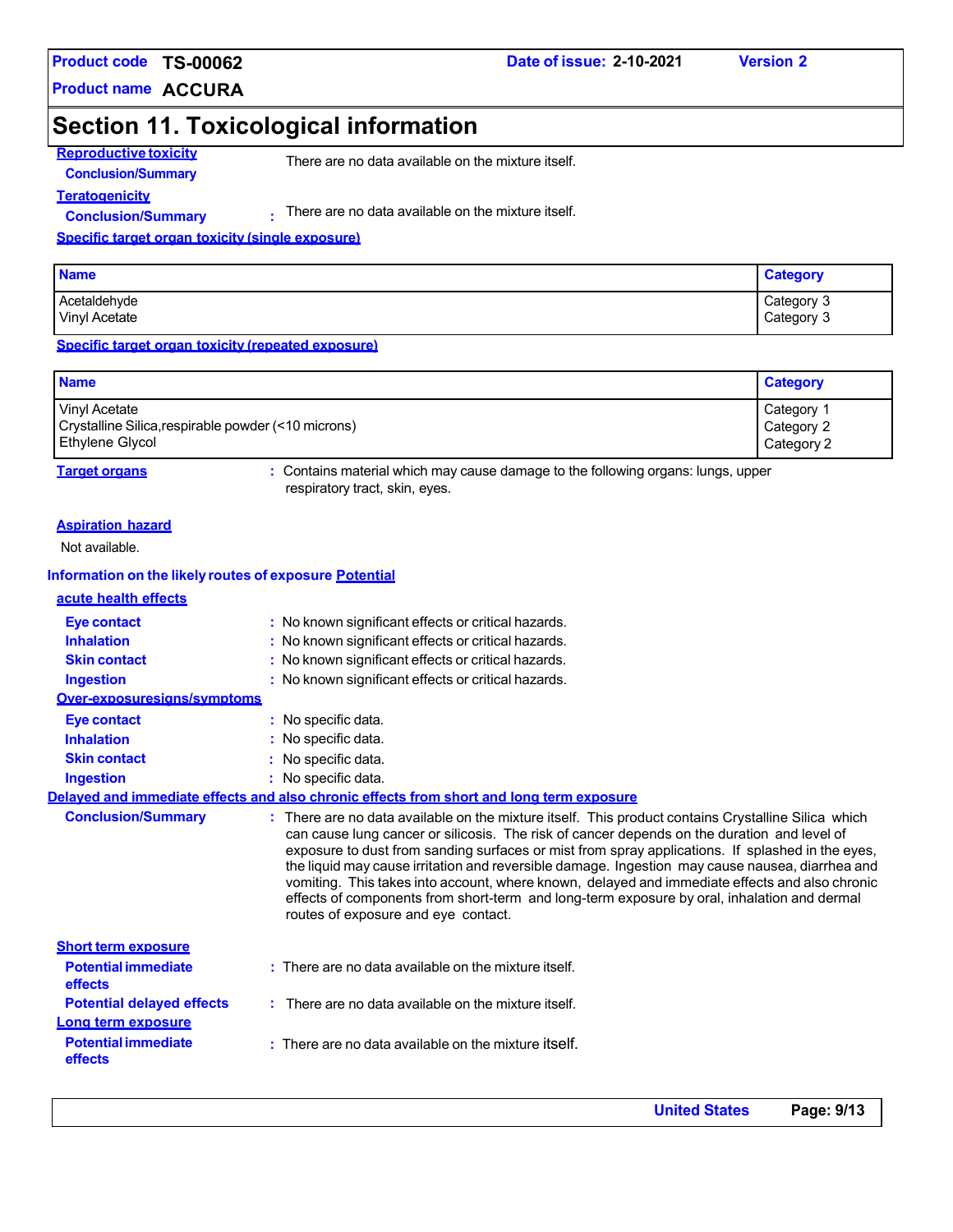## Section 11. Toxicological information

**Reproductive toxicity**

**Conclusion/Summary** There are no data available on the mixture itself.

**Teratogenicity**

**Conclusion/Summary** : There are no data available on the mixture itself.

**Specific target organ toxicity (single exposure)**

| Name | Category |
|---|---|
| Acetaldehyde | Category 3 |
| Vinyl Acetate | Category 3 |

**Specific target organ toxicity (repeated exposure)**

| Name | Category |
|---|---|
| Vinyl Acetate | Category 1 |
| Crystalline Silica,respirable powder (<10 microns) | Category 2 |
| Ethylene Glycol | Category 2 |

**Target organs** : Contains material which may cause damage to the following organs: lungs, upper respiratory tract, skin, eyes.

**Aspiration hazard**

Not available.

**Information on the likely routes of exposure Potential**

**acute health effects**

**Eye contact** : No known significant effects or critical hazards.
**Inhalation** : No known significant effects or critical hazards.
**Skin contact** : No known significant effects or critical hazards.
**Ingestion** : No known significant effects or critical hazards.

**Over-exposuresigns/symptoms**

**Eye contact** : No specific data.
**Inhalation** : No specific data.
**Skin contact** : No specific data.
**Ingestion** : No specific data.

**Delayed and immediate effects and also chronic effects from short and long term exposure**

**Conclusion/Summary** : There are no data available on the mixture itself. This product contains Crystalline Silica which can cause lung cancer or silicosis. The risk of cancer depends on the duration and level of exposure to dust from sanding surfaces or mist from spray applications. If splashed in the eyes, the liquid may cause irritation and reversible damage. Ingestion may cause nausea, diarrhea and vomiting. This takes into account, where known, delayed and immediate effects and also chronic effects of components from short-term and long-term exposure by oral, inhalation and dermal routes of exposure and eye contact.

**Short term exposure**

**Potential immediate effects** : There are no data available on the mixture itself.

**Potential delayed effects** : There are no data available on the mixture itself.

**Long term exposure**

**Potential immediate effects** : There are no data available on the mixture itself.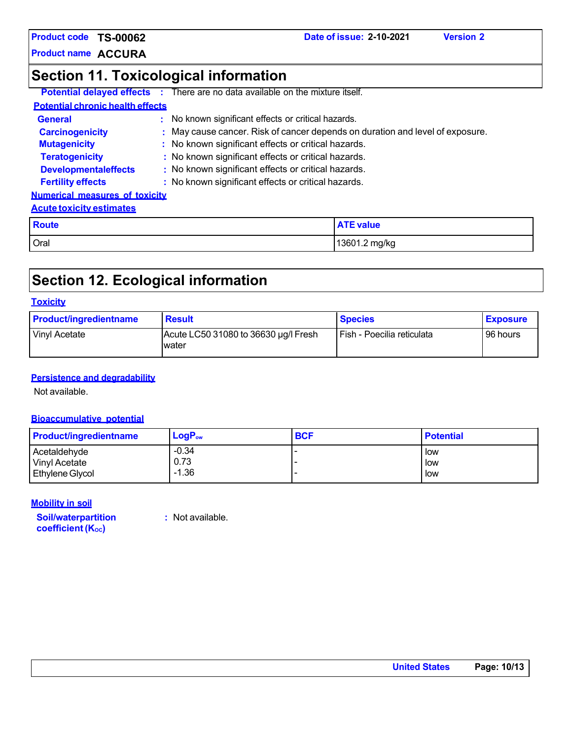## Section 11. Toxicological information

**Potential delayed effects** : There are no data available on the mixture itself.

**Potential chronic health effects**

**General** : No known significant effects or critical hazards.

**Carcinogenicity** : May cause cancer. Risk of cancer depends on duration and level of exposure.

**Mutagenicity** : No known significant effects or critical hazards.

**Teratogenicity** : No known significant effects or critical hazards.

**Developmentaleffects** : No known significant effects or critical hazards.

**Fertility effects** : No known significant effects or critical hazards.

**Numerical measures of toxicity**

**Acute toxicity estimates**

| Route | ATE value |
|---|---|
| Oral | 13601.2 mg/kg |

## Section 12. Ecological information

**Toxicity**

| Product/ingredientname | Result | Species | Exposure |
|---|---|---|---|
| Vinyl Acetate | Acute LC50 31080 to 36630 µg/l Fresh water | Fish - Poecilia reticulata | 96 hours |

**Persistence and degradability**

Not available.

**Bioaccumulative potential**

| Product/ingredientname | $LogP_{ow}$ | BCF | Potential |
|---|---|---|---|
| Acetaldehyde | -0.34 | - | low |
| Vinyl Acetate | 0.73 | - | low |
| Ethylene Glycol | -1.36 | - | low |

**Mobility in soil**

**Soil/waterpartition coefficient ($K_{OC}$)** : Not available.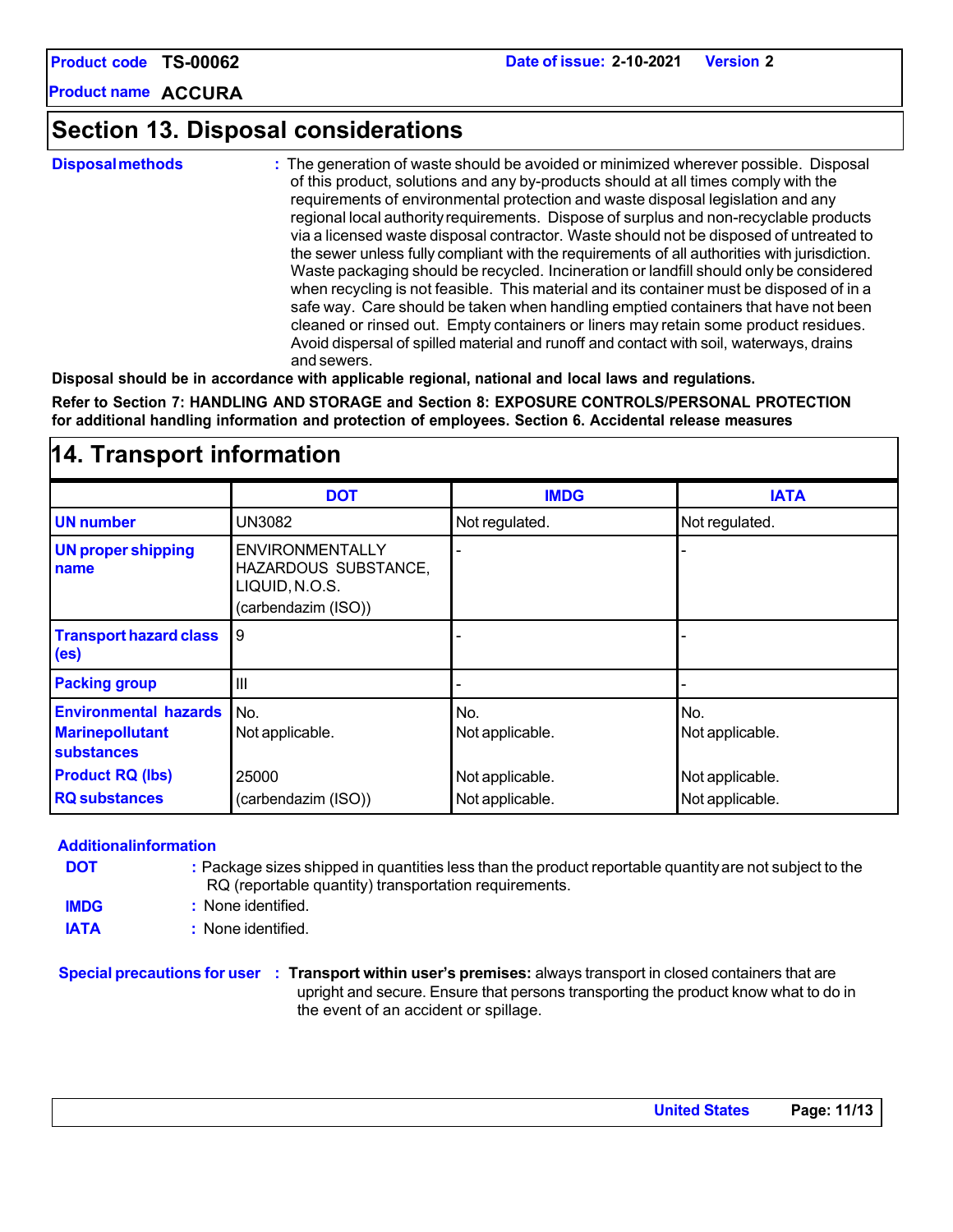## Section 13. Disposal considerations

**Disposal methods** : The generation of waste should be avoided or minimized wherever possible. Disposal of this product, solutions and any by-products should at all times comply with the requirements of environmental protection and waste disposal legislation and any regional local authority requirements. Dispose of surplus and non-recyclable products via a licensed waste disposal contractor. Waste should not be disposed of untreated to the sewer unless fully compliant with the requirements of all authorities with jurisdiction. Waste packaging should be recycled. Incineration or landfill should only be considered when recycling is not feasible. This material and its container must be disposed of in a safe way. Care should be taken when handling emptied containers that have not been cleaned or rinsed out. Empty containers or liners may retain some product residues. Avoid dispersal of spilled material and runoff and contact with soil, waterways, drains and sewers.

**Disposal should be in accordance with applicable regional, national and local laws and regulations.**

**Refer to Section 7: HANDLING AND STORAGE and Section 8: EXPOSURE CONTROLS/PERSONAL PROTECTION for additional handling information and protection of employees. Section 6. Accidental release measures**

## 14. Transport information

| | DOT | IMDG | IATA |
|---|---|---|---|
| **UN number** | UN3082 | Not regulated. | Not regulated. |
| **UN proper shipping name** | ENVIRONMENTALLY HAZARDOUS SUBSTANCE, LIQUID, N.O.S. (carbendazim (ISO)) | - | - |
| **Transport hazard class (es)** | 9 | - | - |
| **Packing group** | III | - | - |
| **Environmental hazards** | No. | No. | No. |
| **Marinepollutant substances** | Not applicable. | Not applicable. | Not applicable. |
| **Product RQ (lbs)** | 25000 | Not applicable. | Not applicable. |
| **RQ substances** | (carbendazim (ISO)) | Not applicable. | Not applicable. |

**Additional information**

**DOT** : Package sizes shipped in quantities less than the product reportable quantity are not subject to the RQ (reportable quantity) transportation requirements.

**IMDG** : None identified.

**IATA** : None identified.

**Special precautions for user** : **Transport within user's premises:** always transport in closed containers that are upright and secure. Ensure that persons transporting the product know what to do in the event of an accident or spillage.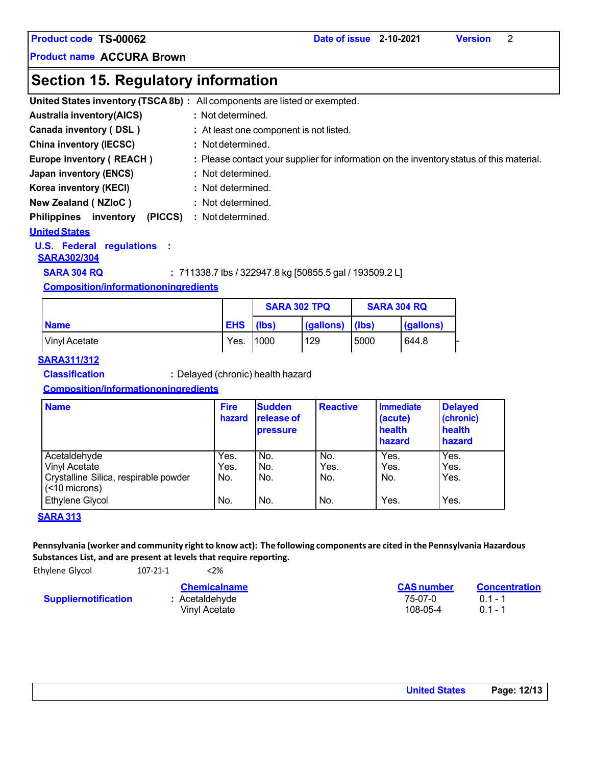**Product code** TS-00062 **Date of issue** 2-10-2021 **Version** 2

**Product name** ACCURA Brown

## Section 15. Regulatory information

**United States inventory (TSCA 8b) :** All components are listed or exempted.

**Australia inventory(AICS)** : Not determined.

**Canada inventory ( DSL )** : At least one component is not listed.

**China inventory (IECSC)** : Not determined.

**Europe inventory ( REACH )** : Please contact your supplier for information on the inventory status of this material.

**Japan inventory (ENCS)** : Not determined.

**Korea inventory (KECI)** : Not determined.

**New Zealand ( NZIoC )** : Not determined.

**Philippines inventory (PICCS)** : Not determined.

### United States

**U.S. Federal regulations :**

**SARA302/304**

**SARA 304 RQ** : 711338.7 lbs / 322947.8 kg [50855.5 gal / 193509.2 L]

**Composition/informationoningredients**

| Name | EHS | SARA 302 TPQ | | SARA 304 RQ | |
|---|---|---|---|---|---|
| | | (lbs) | (gallons) | (lbs) | (gallons) |
| Vinyl Acetate | Yes. | 1000 | 129 | 5000 | 644.8 |

**SARA311/312**

**Classification** : Delayed (chronic) health hazard

**Composition/informationoningredients**

| Name | Fire hazard | Sudden release of pressure | Reactive | Immediate (acute) health hazard | Delayed (chronic) health hazard |
|---|---|---|---|---|---|
| Acetaldehyde | Yes. | No. | No. | Yes. | Yes. |
| Vinyl Acetate | Yes. | No. | Yes. | Yes. | Yes. |
| Crystalline Silica, respirable powder (<10 microns) | No. | No. | No. | No. | Yes. |
| Ethylene Glycol | No. | No. | No. | Yes. | Yes. |

**SARA 313**

**Pennsylvania (worker and community right to know act): The following components are cited in the Pennsylvania Hazardous Substances List, and are present at levels that require reporting.**

Ethylene Glycol 107-21-1 <2%

**Suppliernotification** :

| Chemicalname | CAS number | Concentration |
|---|---|---|
| Acetaldehyde | 75-07-0 | 0.1 - 1 |
| Vinyl Acetate | 108-05-4 | 0.1 - 1 |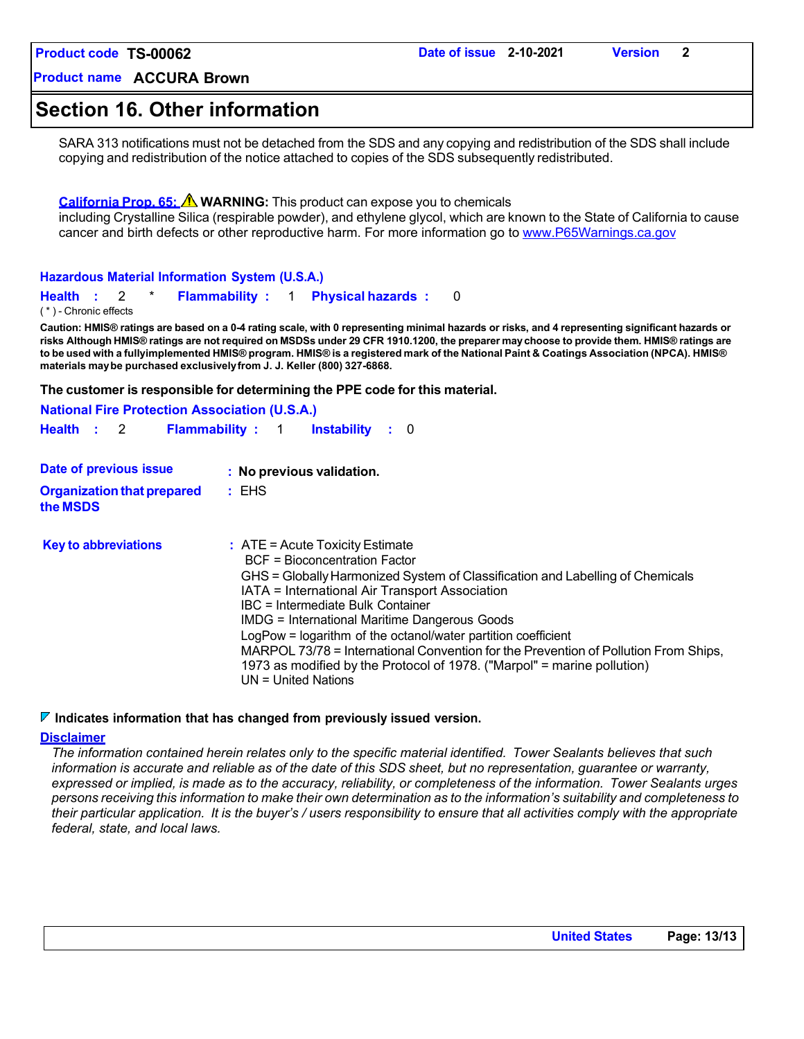## Section 16. Other information

SARA 313 notifications must not be detached from the SDS and any copying and redistribution of the SDS shall include copying and redistribution of the notice attached to copies of the SDS subsequently redistributed.

**California Prop. 65:** ⚠ **WARNING:** This product can expose you to chemicals including Crystalline Silica (respirable powder), and ethylene glycol, which are known to the State of California to cause cancer and birth defects or other reproductive harm. For more information go to www.P65Warnings.ca.gov

**Hazardous Material Information System (U.S.A.)**

**Health** : 2 * **Flammability** : 1 **Physical hazards** : 0

( * ) - Chronic effects

**Caution: HMIS® ratings are based on a 0-4 rating scale, with 0 representing minimal hazards or risks, and 4 representing significant hazards or risks Although HMIS® ratings are not required on MSDSs under 29 CFR 1910.1200, the preparer may choose to provide them. HMIS® ratings are to be used with a fullyimplemented HMIS® program. HMIS® is a registered mark of the National Paint & Coatings Association (NPCA). HMIS® materials maybe purchased exclusively from J. J. Keller (800) 327-6868.**

**The customer is responsible for determining the PPE code for this material.**

**National Fire Protection Association (U.S.A.)**

**Health** : 2 **Flammability** : 1 **Instability** : 0

**Date of previous issue** : **No previous validation.**

**Organization that prepared the MSDS** : EHS

**Key to abbreviations** : ATE = Acute Toxicity Estimate
BCF = Bioconcentration Factor
GHS = Globally Harmonized System of Classification and Labelling of Chemicals
IATA = International Air Transport Association
IBC = Intermediate Bulk Container
IMDG = International Maritime Dangerous Goods
LogPow = logarithm of the octanol/water partition coefficient
MARPOL 73/78 = International Convention for the Prevention of Pollution From Ships, 1973 as modified by the Protocol of 1978. ("Marpol" = marine pollution)
UN = United Nations

◤ **Indicates information that has changed from previously issued version.**

**Disclaimer**

*The information contained herein relates only to the specific material identified. Tower Sealants believes that such information is accurate and reliable as of the date of this SDS sheet, but no representation, guarantee or warranty, expressed or implied, is made as to the accuracy, reliability, or completeness of the information. Tower Sealants urges persons receiving this information to make their own determination as to the information's suitability and completeness to their particular application. It is the buyer's / users responsibility to ensure that all activities comply with the appropriate federal, state, and local laws.*